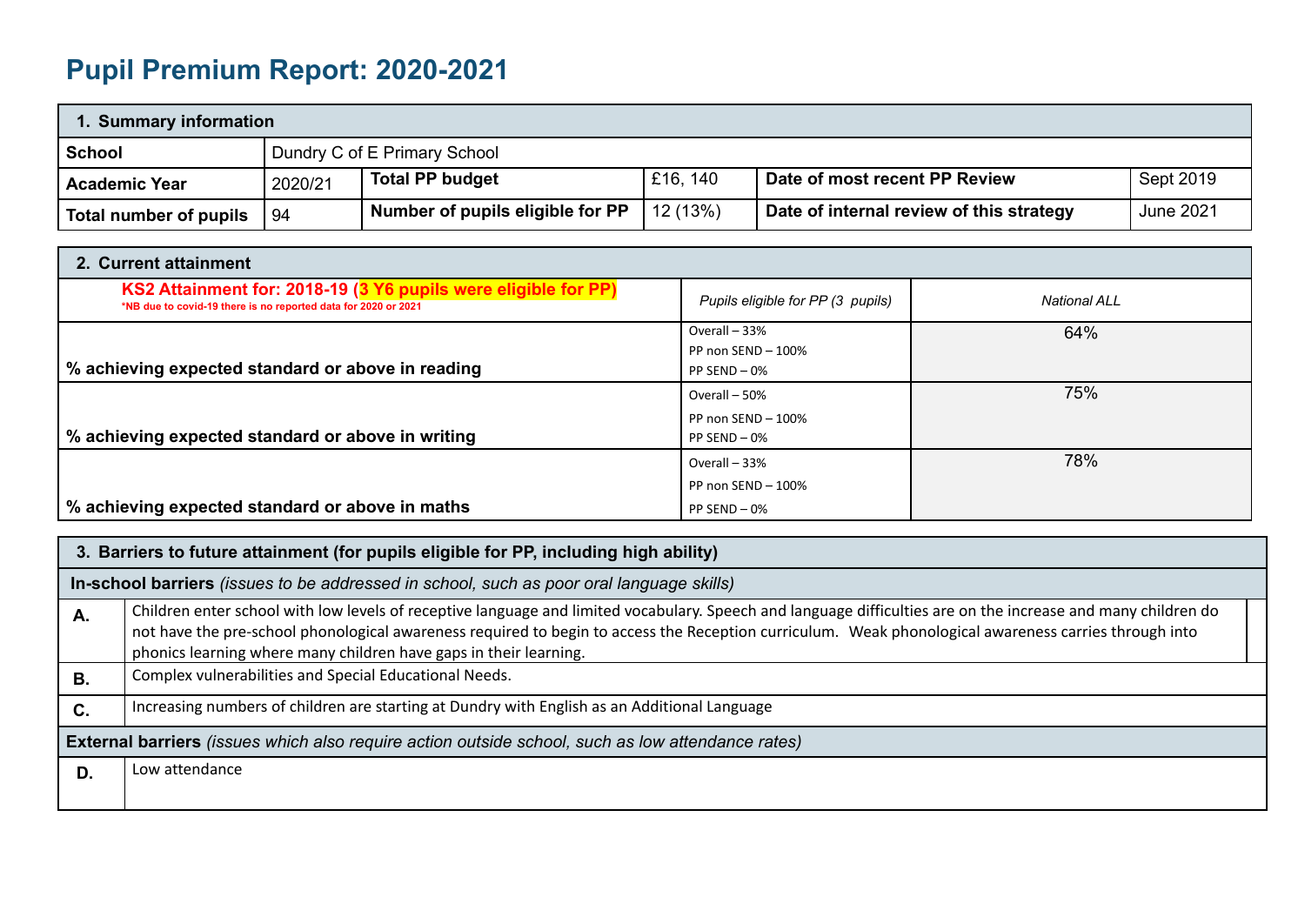# Pupil Premium Report: 2020-2021

| 1. Summary information | | | | | |
|---|---|---|---|---|---|
| **School** | Dundry C of E Primary School | | | | |
| **Academic Year** | 2020/21 | **Total PP budget** | £16, 140 | **Date of most recent PP Review** | Sept 2019 |
| **Total number of pupils** | 94 | **Number of pupils eligible for PP** | 12 (13%) | **Date of internal review of this strategy** | June 2021 |

| 2. Current attainment | | |
|---|---|---|
| **KS2 Attainment for: 2018-19 (3 Y6 pupils were eligible for PP)** *NB due to covid-19 there is no reported data for 2020 or 2021 | *Pupils eligible for PP (3 pupils)* | *National ALL* |
| **% achieving expected standard or above in reading** | Overall – 33%<br>PP non SEND – 100%<br>PP SEND – 0% | 64% |
| **% achieving expected standard or above in writing** | Overall – 50%<br>PP non SEND – 100%<br>PP SEND – 0% | 75% |
| **% achieving expected standard or above in maths** | Overall – 33%<br>PP non SEND – 100%<br>PP SEND – 0% | 78% |

| 3. Barriers to future attainment (for pupils eligible for PP, including high ability) | |
|---|---|
| **In-school barriers** *(issues to be addressed in school, such as poor oral language skills)* | |
| **A.** | Children enter school with low levels of receptive language and limited vocabulary. Speech and language difficulties are on the increase and many children do not have the pre-school phonological awareness required to begin to access the Reception curriculum. Weak phonological awareness carries through into phonics learning where many children have gaps in their learning. |
| **B.** | Complex vulnerabilities and Special Educational Needs. |
| **C.** | Increasing numbers of children are starting at Dundry with English as an Additional Language |
| **External barriers** *(issues which also require action outside school, such as low attendance rates)* | |
| **D.** | Low attendance |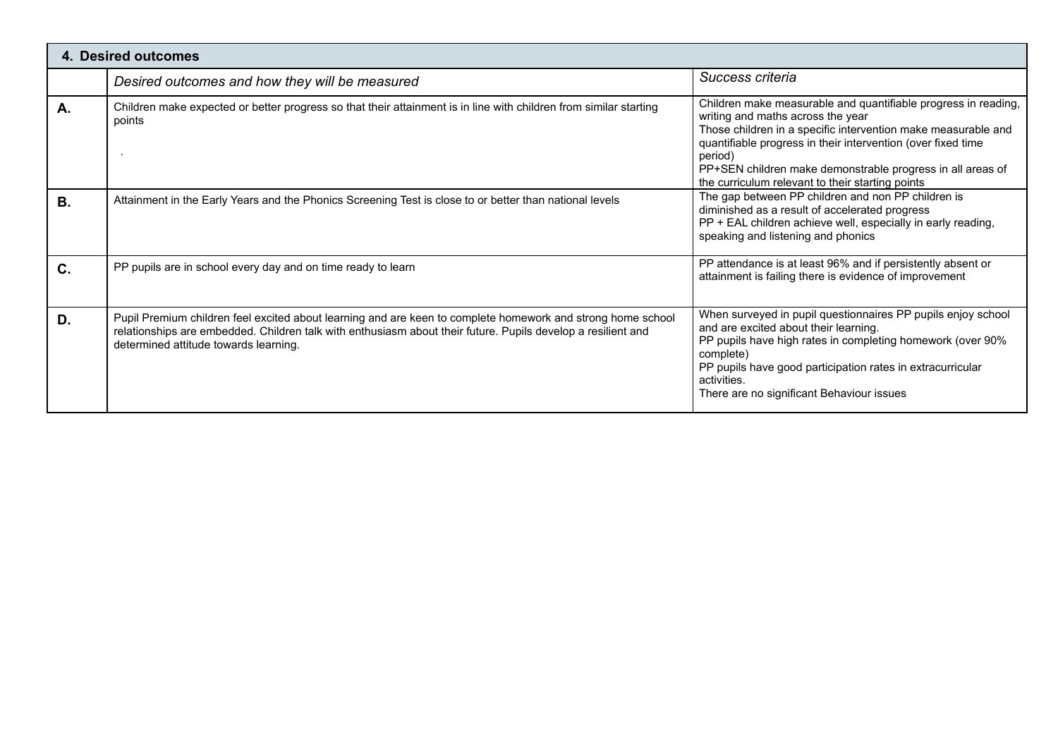| 4. Desired outcomes | | |
|---|---|---|
| | *Desired outcomes and how they will be measured* | *Success criteria* |
| **A.** | Children make expected or better progress so that their attainment is in line with children from similar starting points<br>. | Children make measurable and quantifiable progress in reading, writing and maths across the year<br>Those children in a specific intervention make measurable and quantifiable progress in their intervention (over fixed time period)<br>PP+SEN children make demonstrable progress in all areas of the curriculum relevant to their starting points |
| **B.** | Attainment in the Early Years and the Phonics Screening Test is close to or better than national levels | The gap between PP children and non PP children is diminished as a result of accelerated progress<br>PP + EAL children achieve well, especially in early reading, speaking and listening and phonics |
| **C.** | PP pupils are in school every day and on time ready to learn | PP attendance is at least 96% and if persistently absent or attainment is failing there is evidence of improvement |
| **D.** | Pupil Premium children feel excited about learning and are keen to complete homework and strong home school relationships are embedded. Children talk with enthusiasm about their future. Pupils develop a resilient and determined attitude towards learning. | When surveyed in pupil questionnaires PP pupils enjoy school and are excited about their learning.<br>PP pupils have high rates in completing homework (over 90% complete)<br>PP pupils have good participation rates in extracurricular activities.<br>There are no significant Behaviour issues |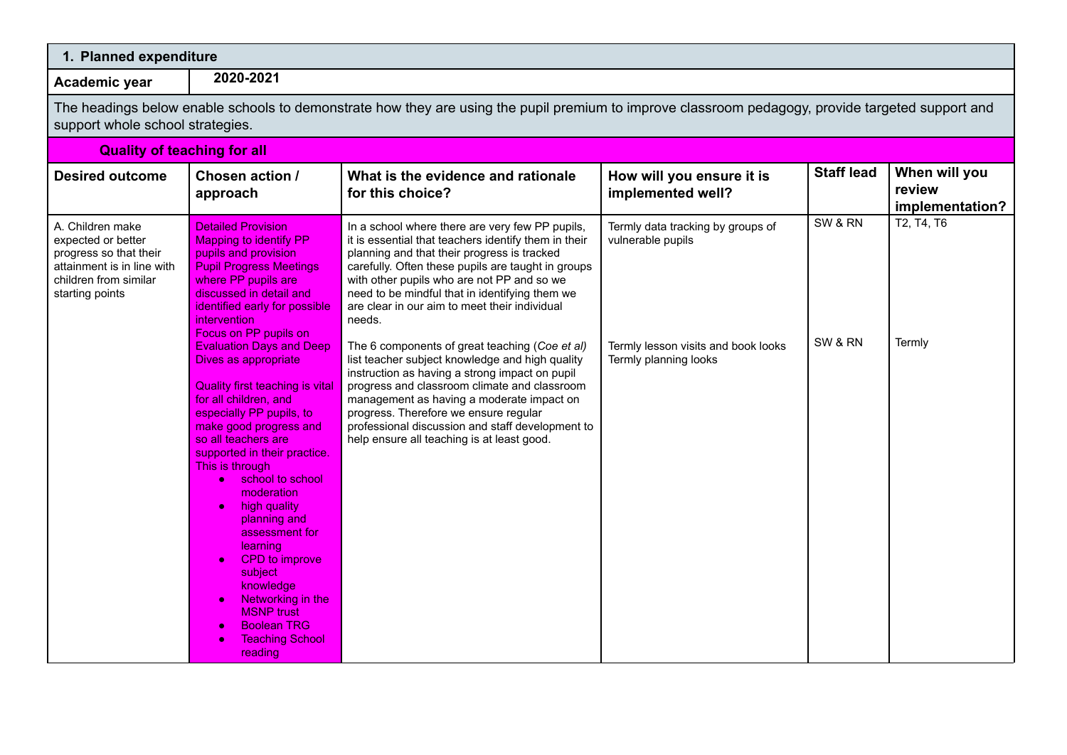## 1. Planned expenditure

| Academic year | 2020-2021 |
|---|---|

The headings below enable schools to demonstrate how they are using the pupil premium to improve classroom pedagogy, provide targeted support and support whole school strategies.

### Quality of teaching for all

| Desired outcome | Chosen action / approach | What is the evidence and rationale for this choice? | How will you ensure it is implemented well? | Staff lead | When will you review implementation? |
|---|---|---|---|---|---|
| A. Children make expected or better progress so that their attainment is in line with children from similar starting points | Detailed Provision Mapping to identify PP pupils and provision<br>Pupil Progress Meetings where PP pupils are discussed in detail and identified early for possible intervention<br>Focus on PP pupils on Evaluation Days and Deep Dives as appropriate | In a school where there are very few PP pupils, it is essential that teachers identify them in their planning and that their progress is tracked carefully. Often these pupils are taught in groups with other pupils who are not PP and so we need to be mindful that in identifying them we are clear in our aim to meet their individual needs. | Termly data tracking by groups of vulnerable pupils | SW & RN | T2, T4, T6 |
| | Quality first teaching is vital for all children, and especially PP pupils, to make good progress and so all teachers are supported in their practice. This is through<br>• school to school moderation<br>• high quality planning and assessment for learning<br>• CPD to improve subject knowledge<br>• Networking in the MSNP trust<br>• Boolean TRG<br>• Teaching School reading | The 6 components of great teaching (*Coe et al)* list teacher subject knowledge and high quality instruction as having a strong impact on pupil progress and classroom climate and classroom management as having a moderate impact on progress. Therefore we ensure regular professional discussion and staff development to help ensure all teaching is at least good. | Termly lesson visits and book looks<br>Termly planning looks | SW & RN | Termly |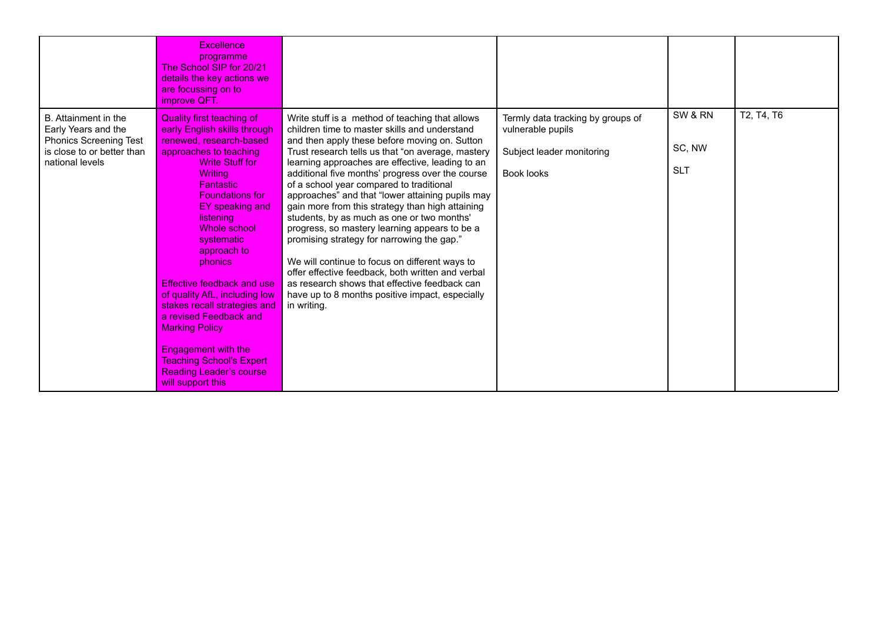| | | | | | |
|---|---|---|---|---|---|
| | Excellence programme<br>The School SIP for 20/21 details the key actions we are focussing on to improve QFT. | | | | |
| B. Attainment in the Early Years and the Phonics Screening Test is close to or better than national levels | Quality first teaching of early English skills through renewed, research-based approaches to teaching<br>Write Stuff for Writing<br>Fantastic Foundations for EY speaking and listening<br>Whole school systematic approach to phonics<br><br>Effective feedback and use of quality AfL, including low stakes recall strategies and a revised Feedback and Marking Policy<br><br>Engagement with the Teaching School's Expert Reading Leader's course will support this | Write stuff is a method of teaching that allows children time to master skills and understand and then apply these before moving on. Sutton Trust research tells us that "on average, mastery learning approaches are effective, leading to an additional five months' progress over the course of a school year compared to traditional approaches" and that "lower attaining pupils may gain more from this strategy than high attaining students, by as much as one or two months' progress, so mastery learning appears to be a promising strategy for narrowing the gap."<br><br>We will continue to focus on different ways to offer effective feedback, both written and verbal as research shows that effective feedback can have up to 8 months positive impact, especially in writing. | Termly data tracking by groups of vulnerable pupils<br><br>Subject leader monitoring<br><br>Book looks | SW & RN<br><br>SC, NW<br><br>SLT | T2, T4, T6 |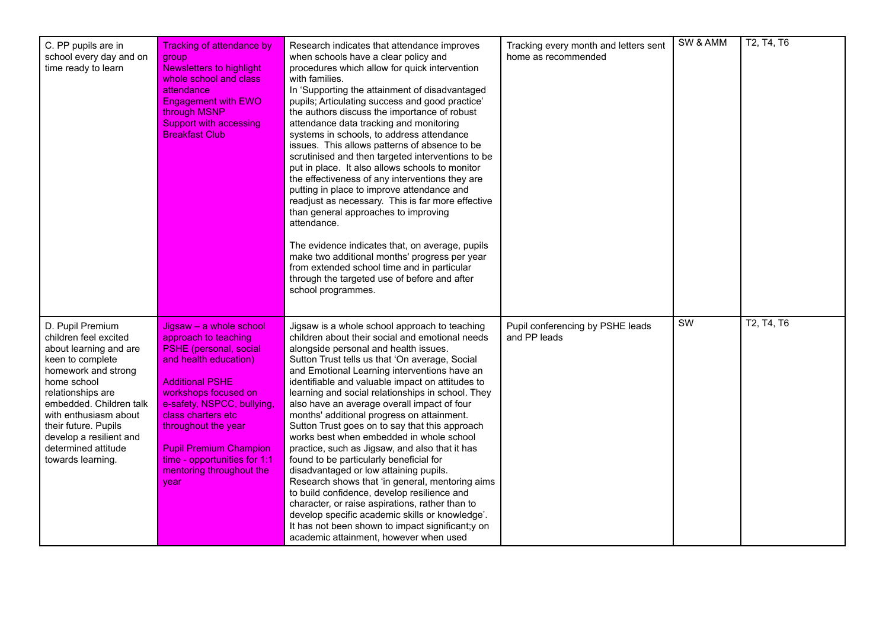| | | | | | |
|---|---|---|---|---|---|
| C. PP pupils are in school every day and on time ready to learn | Tracking of attendance by group<br>Newsletters to highlight whole school and class attendance<br>Engagement with EWO through MSNP<br>Support with accessing Breakfast Club | Research indicates that attendance improves when schools have a clear policy and procedures which allow for quick intervention with families.<br>In 'Supporting the attainment of disadvantaged pupils; Articulating success and good practice' the authors discuss the importance of robust attendance data tracking and monitoring systems in schools, to address attendance issues. This allows patterns of absence to be scrutinised and then targeted interventions to be put in place. It also allows schools to monitor the effectiveness of any interventions they are putting in place to improve attendance and readjust as necessary. This is far more effective than general approaches to improving attendance.<br><br>The evidence indicates that, on average, pupils make two additional months' progress per year from extended school time and in particular through the targeted use of before and after school programmes. | Tracking every month and letters sent home as recommended | SW & AMM | T2, T4, T6 |
| D. Pupil Premium children feel excited about learning and are keen to complete homework and strong home school relationships are embedded. Children talk with enthusiasm about their future. Pupils develop a resilient and determined attitude towards learning. | Jigsaw – a whole school approach to teaching PSHE (personal, social and health education)<br><br>Additional PSHE workshops focused on e-safety, NSPCC, bullying, class charters etc throughout the year<br><br>Pupil Premium Champion time - opportunities for 1:1 mentoring throughout the year | Jigsaw is a whole school approach to teaching children about their social and emotional needs alongside personal and health issues.<br>Sutton Trust tells us that 'On average, Social and Emotional Learning interventions have an identifiable and valuable impact on attitudes to learning and social relationships in school. They also have an average overall impact of four months' additional progress on attainment. Sutton Trust goes on to say that this approach works best when embedded in whole school practice, such as Jigsaw, and also that it has found to be particularly beneficial for disadvantaged or low attaining pupils.<br>Research shows that 'in general, mentoring aims to build confidence, develop resilience and character, or raise aspirations, rather than to develop specific academic skills or knowledge'. It has not been shown to impact significant;y on academic attainment, however when used | Pupil conferencing by PSHE leads and PP leads | SW | T2, T4, T6 |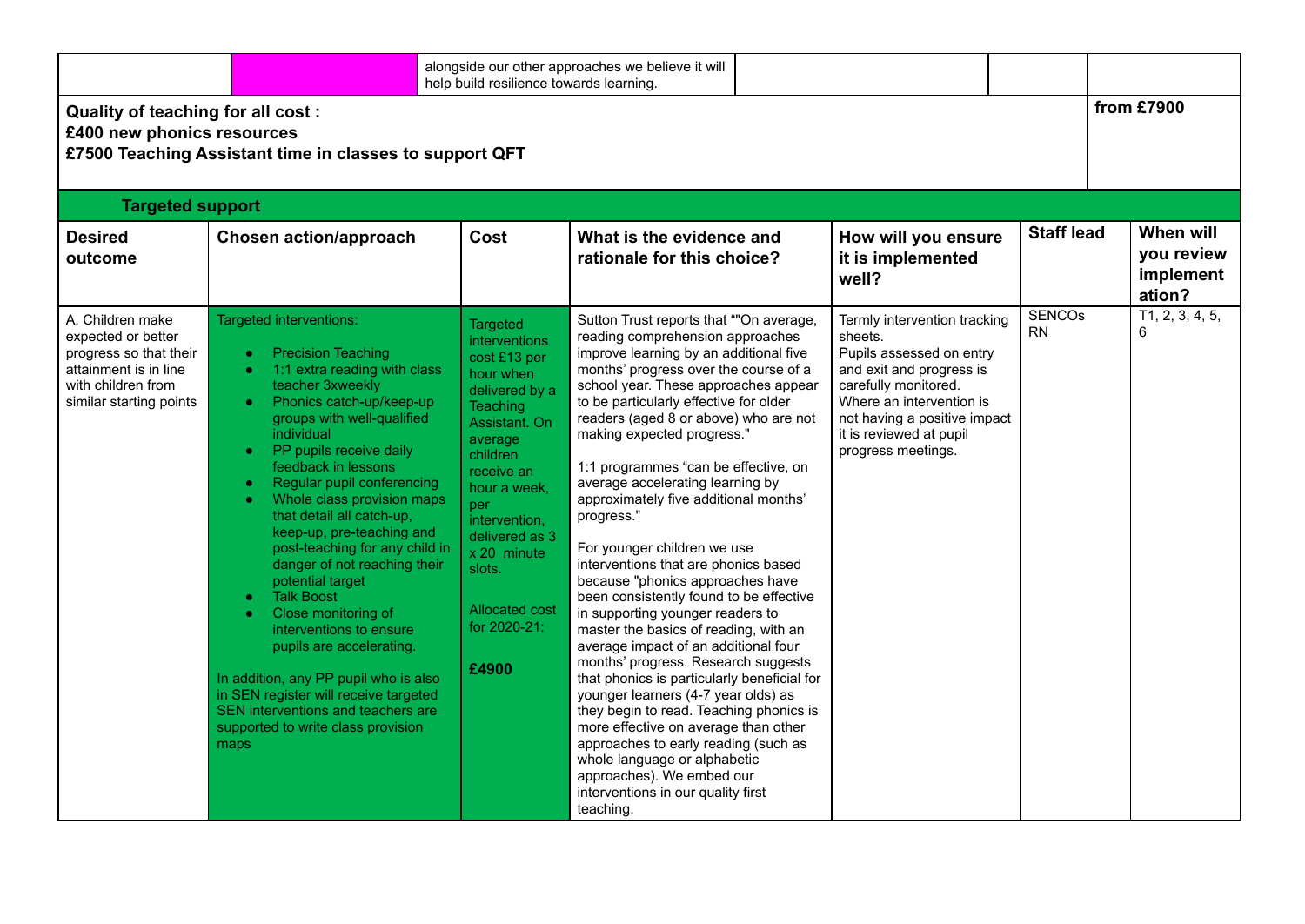| | | alongside our other approaches we believe it will help build resilience towards learning. | | | |
|---|---|---|---|---|---|

| **Quality of teaching for all cost :**<br>**£400 new phonics resources**<br>**£7500 Teaching Assistant time in classes to support QFT** | **from £7900** |
|---|---|

**Targeted support**

| **Desired outcome** | **Chosen action/approach** | **Cost** | **What is the evidence and rationale for this choice?** | **How will you ensure it is implemented well?** | **Staff lead** | **When will you review implement ation?** |
|---|---|---|---|---|---|---|
| A. Children make expected or better progress so that their attainment is in line with children from similar starting points | Targeted interventions:<br>• Precision Teaching<br>• 1:1 extra reading with class teacher 3xweekly<br>• Phonics catch-up/keep-up groups with well-qualified individual<br>• PP pupils receive daily feedback in lessons<br>• Regular pupil conferencing<br>• Whole class provision maps that detail all catch-up, keep-up, pre-teaching and post-teaching for any child in danger of not reaching their potential target<br>• Talk Boost<br>• Close monitoring of interventions to ensure pupils are accelerating.<br><br>In addition, any PP pupil who is also in SEN register will receive targeted SEN interventions and teachers are supported to write class provision maps | Targeted interventions cost £13 per hour when delivered by a Teaching Assistant. On average children receive an hour a week, per intervention, delivered as 3 x 20 minute slots.<br><br>Allocated cost for 2020-21:<br><br>**£4900** | Sutton Trust reports that ""On average, reading comprehension approaches improve learning by an additional five months' progress over the course of a school year. These approaches appear to be particularly effective for older readers (aged 8 or above) who are not making expected progress."<br><br>1:1 programmes "can be effective, on average accelerating learning by approximately five additional months' progress."<br><br>For younger children we use interventions that are phonics based because "phonics approaches have been consistently found to be effective in supporting younger readers to master the basics of reading, with an average impact of an additional four months' progress. Research suggests that phonics is particularly beneficial for younger learners (4-7 year olds) as they begin to read. Teaching phonics is more effective on average than other approaches to early reading (such as whole language or alphabetic approaches). We embed our interventions in our quality first teaching. | Termly intervention tracking sheets.<br>Pupils assessed on entry and exit and progress is carefully monitored.<br>Where an intervention is not having a positive impact it is reviewed at pupil progress meetings. | SENCOs RN | T1, 2, 3, 4, 5, 6 |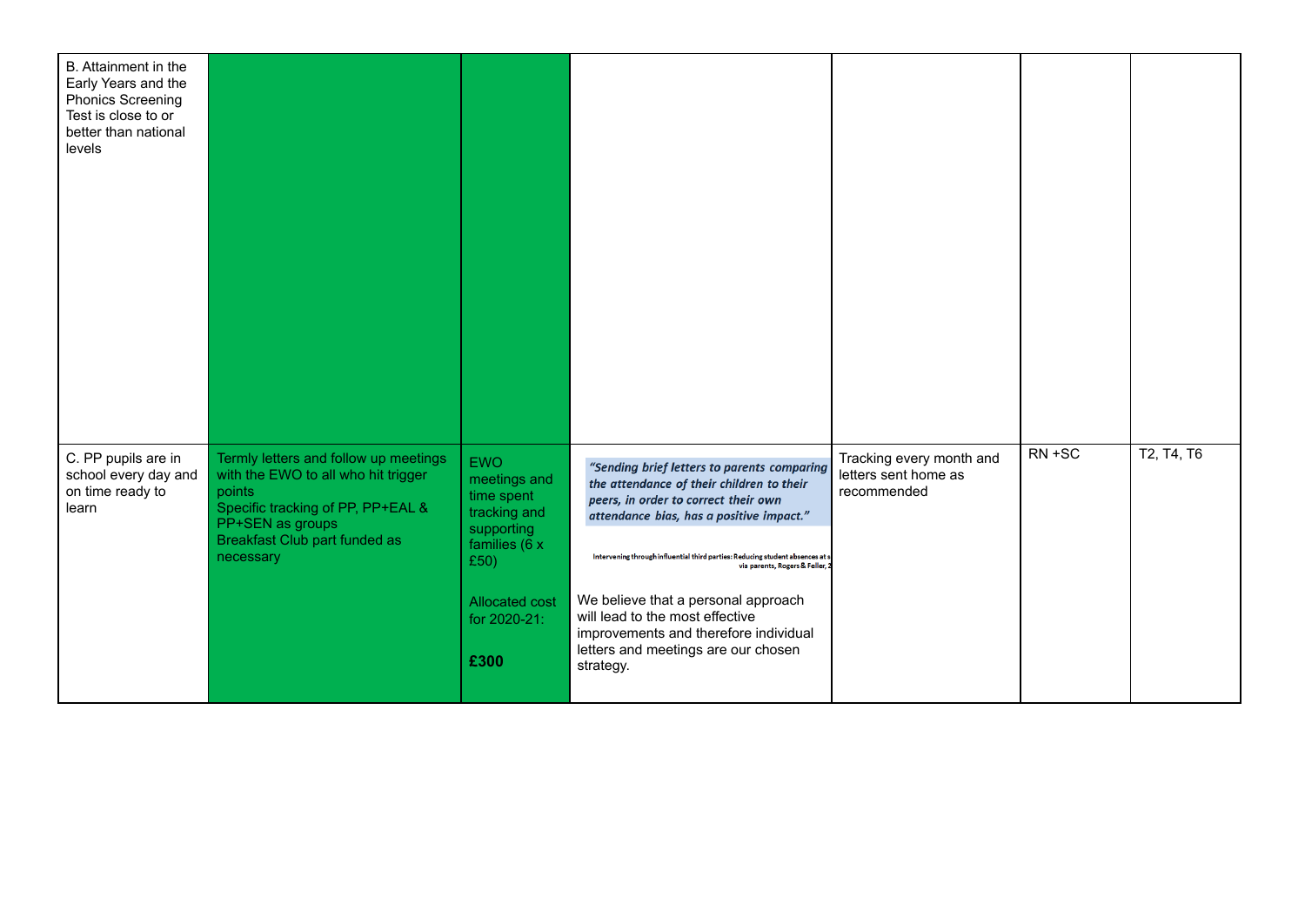| | | | | | | |
|---|---|---|---|---|---|---|
| B. Attainment in the Early Years and the Phonics Screening Test is close to or better than national levels | | | | | | |
| C. PP pupils are in school every day and on time ready to learn | Termly letters and follow up meetings with the EWO to all who hit trigger points<br>Specific tracking of PP, PP+EAL & PP+SEN as groups<br>Breakfast Club part funded as necessary | EWO meetings and time spent tracking and supporting families (6 x £50)<br><br>Allocated cost for 2020-21:<br><br>**£300** | *"Sending brief letters to parents comparing the attendance of their children to their peers, in order to correct their own attendance bias, has a positive impact."*<br><br>Intervening through influential third parties: Reducing student absences at s via parents, Rogers & Feller, 2<br><br>We believe that a personal approach will lead to the most effective improvements and therefore individual letters and meetings are our chosen strategy. | Tracking every month and letters sent home as recommended | RN +SC | T2, T4, T6 |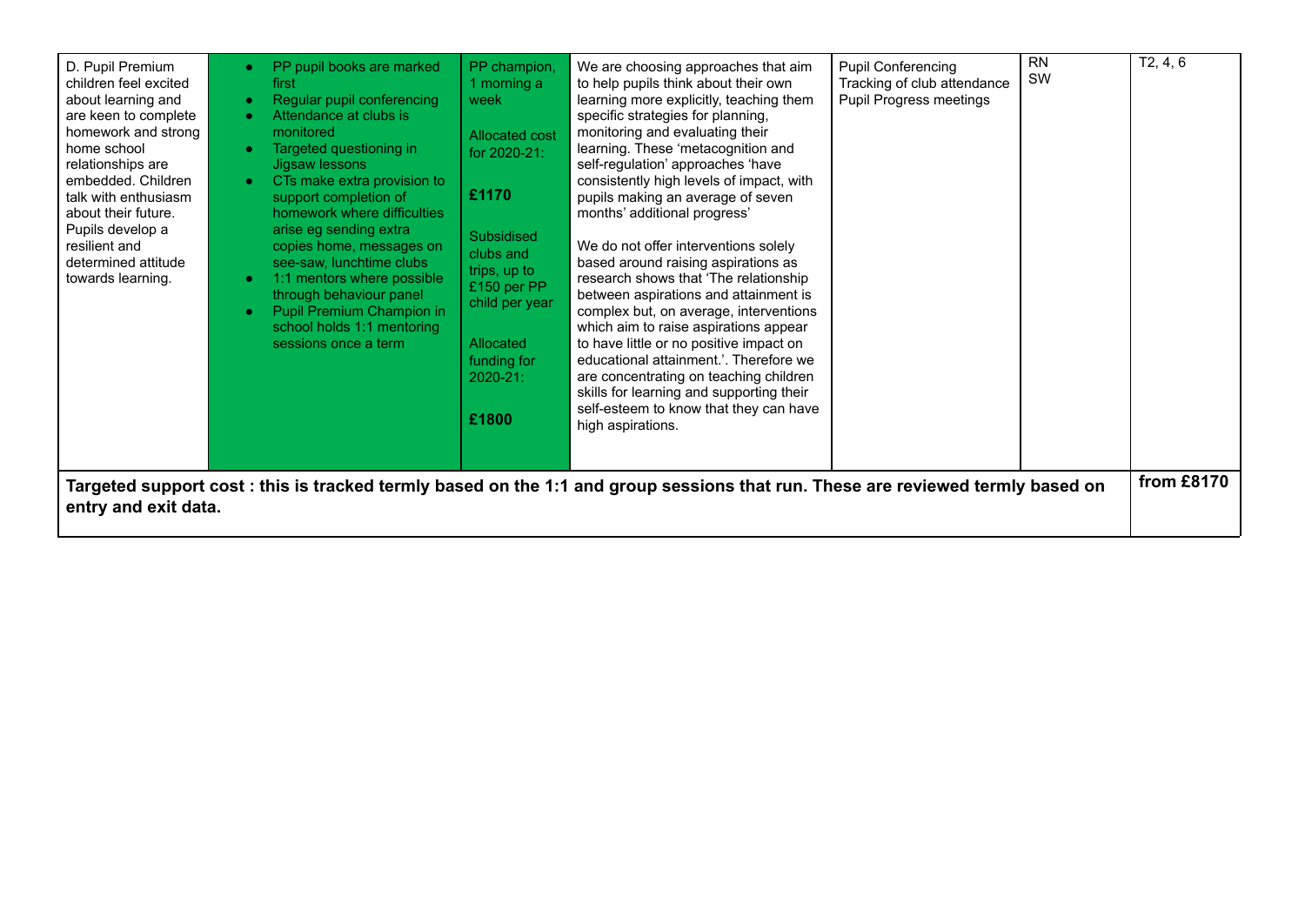| | | | | | | |
|---|---|---|---|---|---|---|
| D. Pupil Premium children feel excited about learning and are keen to complete homework and strong home school relationships are embedded. Children talk with enthusiasm about their future. Pupils develop a resilient and determined attitude towards learning. | • PP pupil books are marked first<br>• Regular pupil conferencing<br>• Attendance at clubs is monitored<br>• Targeted questioning in Jigsaw lessons<br>• CTs make extra provision to support completion of homework where difficulties arise eg sending extra copies home, messages on see-saw, lunchtime clubs<br>• 1:1 mentors where possible through behaviour panel<br>• Pupil Premium Champion in school holds 1:1 mentoring sessions once a term | PP champion, 1 morning a week<br><br>Allocated cost for 2020-21:<br><br>**£1170**<br><br>Subsidised clubs and trips, up to £150 per PP child per year<br><br>Allocated funding for 2020-21:<br><br>**£1800** | We are choosing approaches that aim to help pupils think about their own learning more explicitly, teaching them specific strategies for planning, monitoring and evaluating their learning. These 'metacognition and self-regulation' approaches 'have consistently high levels of impact, with pupils making an average of seven months' additional progress'<br><br>We do not offer interventions solely based around raising aspirations as research shows that 'The relationship between aspirations and attainment is complex but, on average, interventions which aim to raise aspirations appear to have little or no positive impact on educational attainment.'. Therefore we are concentrating on teaching children skills for learning and supporting their self-esteem to know that they can have high aspirations. | Pupil Conferencing<br>Tracking of club attendance<br>Pupil Progress meetings | RN<br>SW | T2, 4, 6 |
| **Targeted support cost : this is tracked termly based on the 1:1 and group sessions that run. These are reviewed termly based on entry and exit data.** | | | | | | **from £8170** |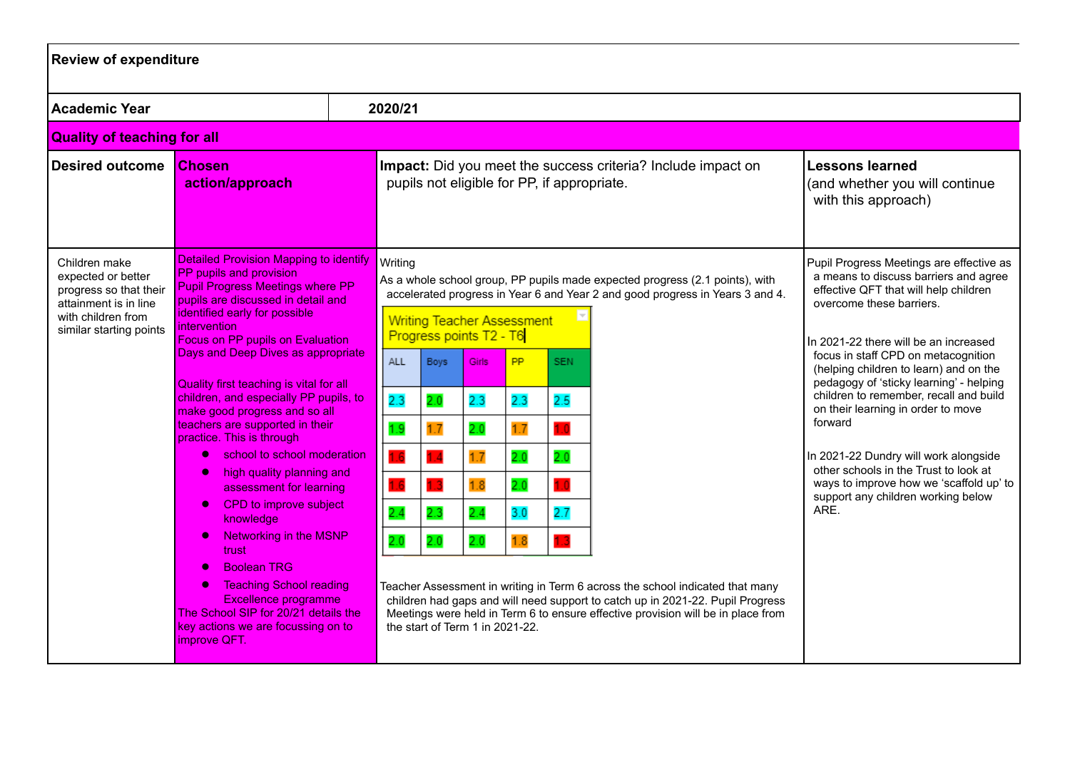**Review of expenditure**

| **Academic Year** | **2020/21** | | |
|---|---|---|---|
| **Quality of teaching for all** | | | |
| **Desired outcome** | **Chosen action/approach** | **Impact:** Did you meet the success criteria? Include impact on pupils not eligible for PP, if appropriate. | **Lessons learned** (and whether you will continue with this approach) |
| Children make expected or better progress so that their attainment is in line with children from similar starting points | Detailed Provision Mapping to identify PP pupils and provision<br>Pupil Progress Meetings where PP pupils are discussed in detail and identified early for possible intervention<br>Focus on PP pupils on Evaluation Days and Deep Dives as appropriate<br><br>Quality first teaching is vital for all children, and especially PP pupils, to make good progress and so all teachers are supported in their practice. This is through<br>• school to school moderation<br>• high quality planning and assessment for learning<br>• CPD to improve subject knowledge<br>• Networking in the MSNP trust<br>• Boolean TRG<br>• Teaching School reading Excellence programme<br>The School SIP for 20/21 details the key actions we are focussing on to improve QFT. | Writing<br>As a whole school group, PP pupils made expected progress (2.1 points), with accelerated progress in Year 6 and Year 2 and good progress in Years 3 and 4.<br><br>Writing Teacher Assessment Progress points T2 - T6<br><br>ALL / Boys / Girls / PP / SEN<br>2.3 / 2.0 / 2.3 / 2.3 / 2.5<br>1.9 / 1.7 / 2.0 / 1.7 / 1.0<br>1.6 / 1.4 / 1.7 / 2.0 / 2.0<br>1.6 / 1.3 / 1.8 / 2.0 / 1.0<br>2.4 / 2.3 / 2.4 / 3.0 / 2.7<br>2.0 / 2.0 / 2.0 / 1.8 / 1.3<br><br>Teacher Assessment in writing in Term 6 across the school indicated that many children had gaps and will need support to catch up in 2021-22. Pupil Progress Meetings were held in Term 6 to ensure effective provision will be in place from the start of Term 1 in 2021-22. | Pupil Progress Meetings are effective as a means to discuss barriers and agree effective QFT that will help children overcome these barriers.<br><br>In 2021-22 there will be an increased focus in staff CPD on metacognition (helping children to learn) and on the pedagogy of 'sticky learning' - helping children to remember, recall and build on their learning in order to move forward<br><br>In 2021-22 Dundry will work alongside other schools in the Trust to look at ways to improve how we 'scaffold up' to support any children working below ARE. |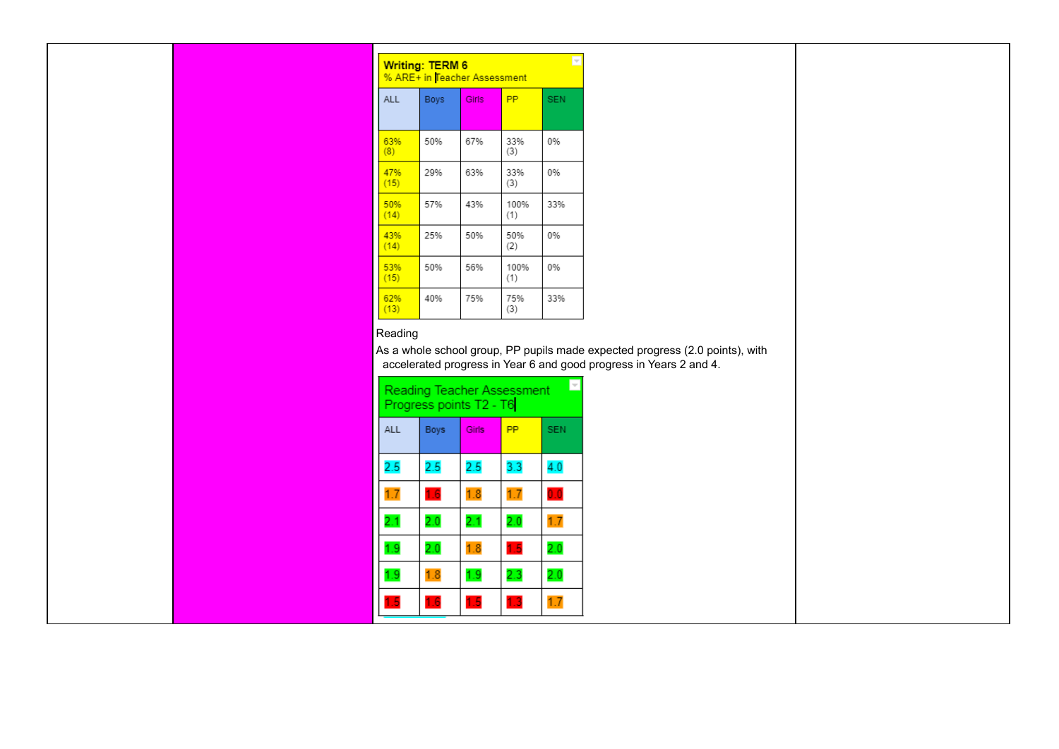**Writing: TERM 6**
% ARE+ in Teacher Assessment

| ALL | Boys | Girls | PP | SEN |
|---|---|---|---|---|
| 63% (8) | 50% | 67% | 33% (3) | 0% |
| 47% (15) | 29% | 63% | 33% (3) | 0% |
| 50% (14) | 57% | 43% | 100% (1) | 33% |
| 43% (14) | 25% | 50% | 50% (2) | 0% |
| 53% (15) | 50% | 56% | 100% (1) | 0% |
| 62% (13) | 40% | 75% | 75% (3) | 33% |

Reading

As a whole school group, PP pupils made expected progress (2.0 points), with accelerated progress in Year 6 and good progress in Years 2 and 4.

**Reading Teacher Assessment Progress points T2 - T6**

| ALL | Boys | Girls | PP | SEN |
|---|---|---|---|---|
| 2.5 | 2.5 | 2.5 | 3.3 | 4.0 |
| 1.7 | 1.6 | 1.8 | 1.7 | 0.0 |
| 2.1 | 2.0 | 2.1 | 2.0 | 1.7 |
| 1.9 | 2.0 | 1.8 | 1.5 | 2.0 |
| 1.9 | 1.8 | 1.9 | 2.3 | 2.0 |
| 1.5 | 1.6 | 1.5 | 1.3 | 1.7 |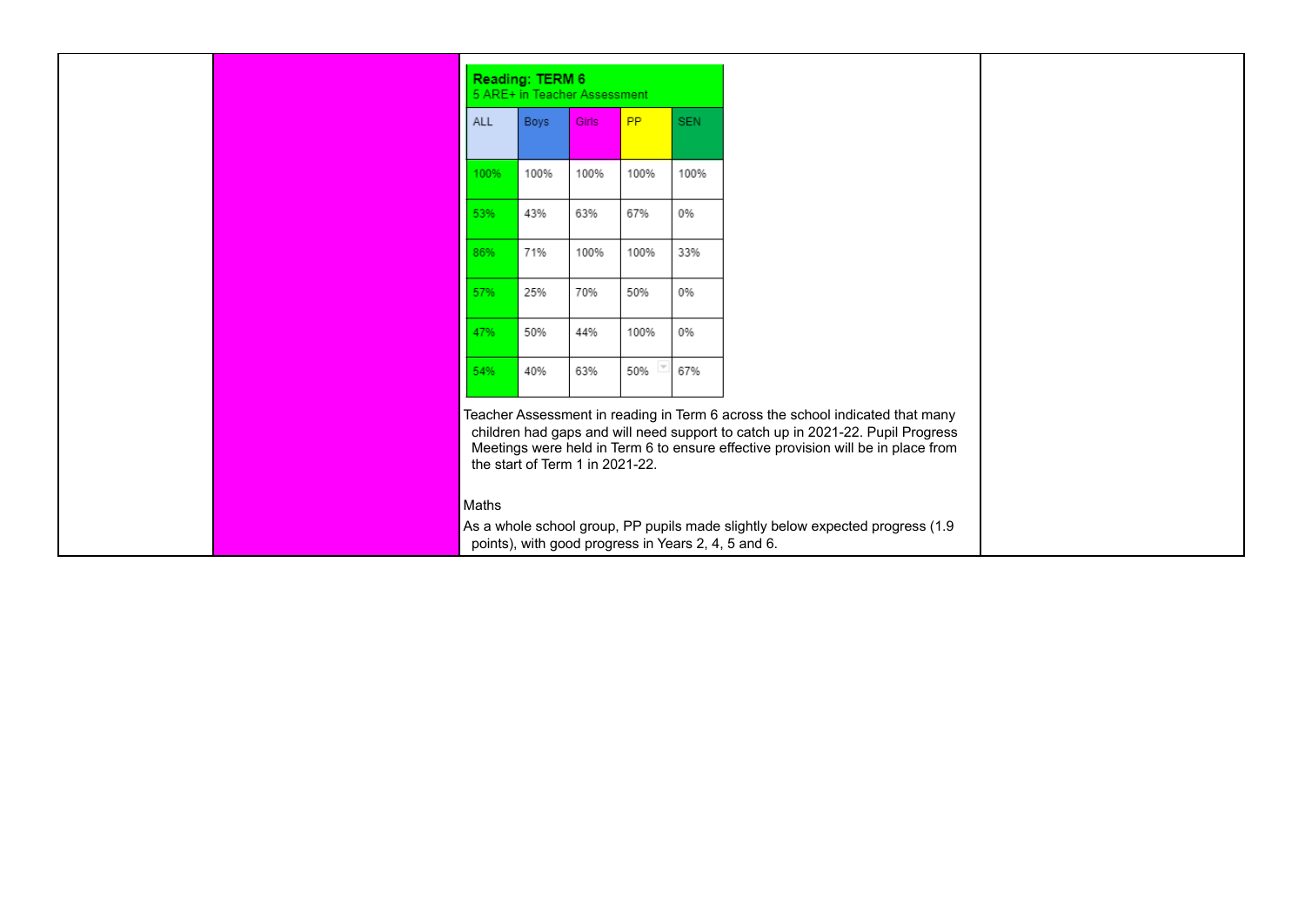| Reading: TERM 6<br>5 ARE+ in Teacher Assessment | | | | |
|---|---|---|---|---|
| ALL | Boys | Girls | PP | SEN |
| 100% | 100% | 100% | 100% | 100% |
| 53% | 43% | 63% | 67% | 0% |
| 86% | 71% | 100% | 100% | 33% |
| 57% | 25% | 70% | 50% | 0% |
| 47% | 50% | 44% | 100% | 0% |
| 54% | 40% | 63% | 50% | 67% |

Teacher Assessment in reading in Term 6 across the school indicated that many children had gaps and will need support to catch up in 2021-22. Pupil Progress Meetings were held in Term 6 to ensure effective provision will be in place from the start of Term 1 in 2021-22.

Maths

As a whole school group, PP pupils made slightly below expected progress (1.9 points), with good progress in Years 2, 4, 5 and 6.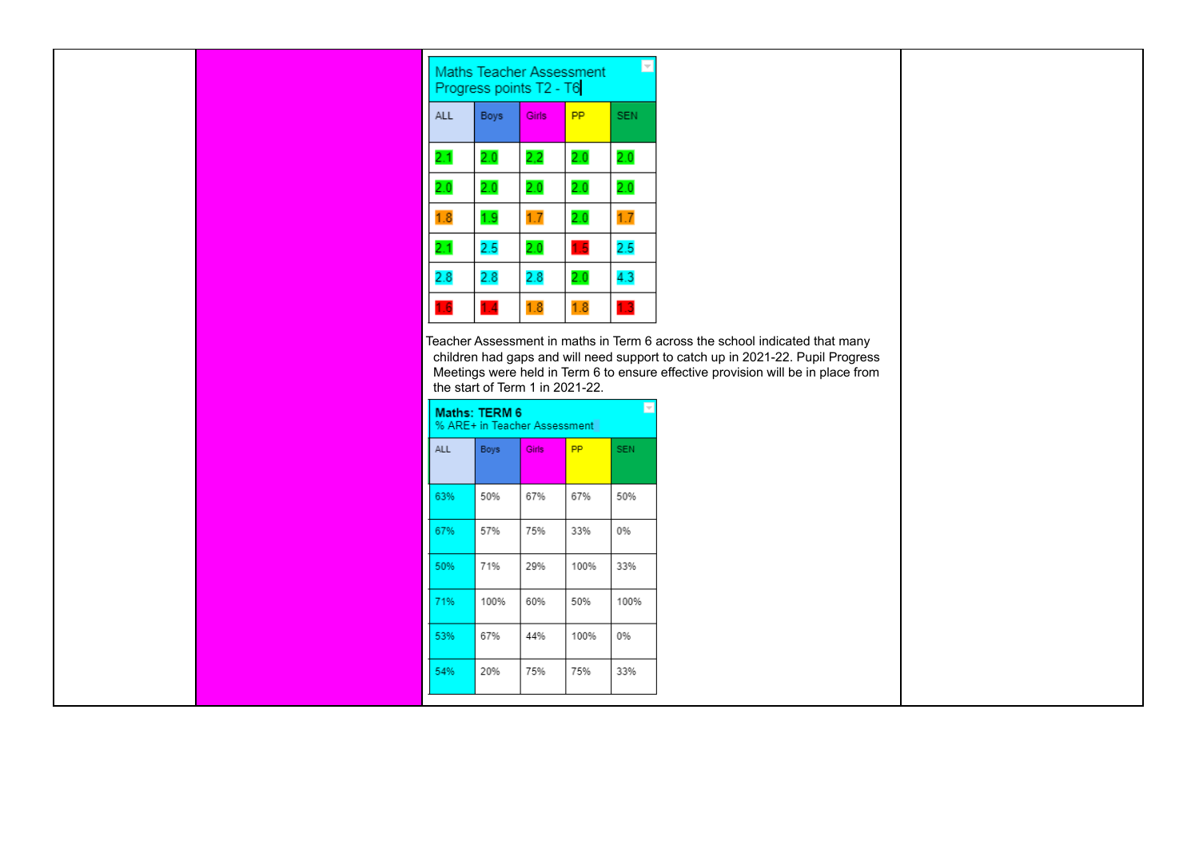| Maths Teacher Assessment Progress points T2 - T6 | | | | |
|---|---|---|---|---|
| ALL | Boys | Girls | PP | SEN |
| 2.1 | 2.0 | 2.2 | 2.0 | 2.0 |
| 2.0 | 2.0 | 2.0 | 2.0 | 2.0 |
| 1.8 | 1.9 | 1.7 | 2.0 | 1.7 |
| 2.1 | 2.5 | 2.0 | 1.5 | 2.5 |
| 2.8 | 2.8 | 2.8 | 2.0 | 4.3 |
| 1.6 | 1.4 | 1.8 | 1.8 | 1.3 |

Teacher Assessment in maths in Term 6 across the school indicated that many children had gaps and will need support to catch up in 2021-22. Pupil Progress Meetings were held in Term 6 to ensure effective provision will be in place from the start of Term 1 in 2021-22.

| **Maths: TERM 6** % ARE+ in Teacher Assessment | | | | |
|---|---|---|---|---|
| ALL | Boys | Girls | PP | SEN |
| 63% | 50% | 67% | 67% | 50% |
| 67% | 57% | 75% | 33% | 0% |
| 50% | 71% | 29% | 100% | 33% |
| 71% | 100% | 60% | 50% | 100% |
| 53% | 67% | 44% | 100% | 0% |
| 54% | 20% | 75% | 75% | 33% |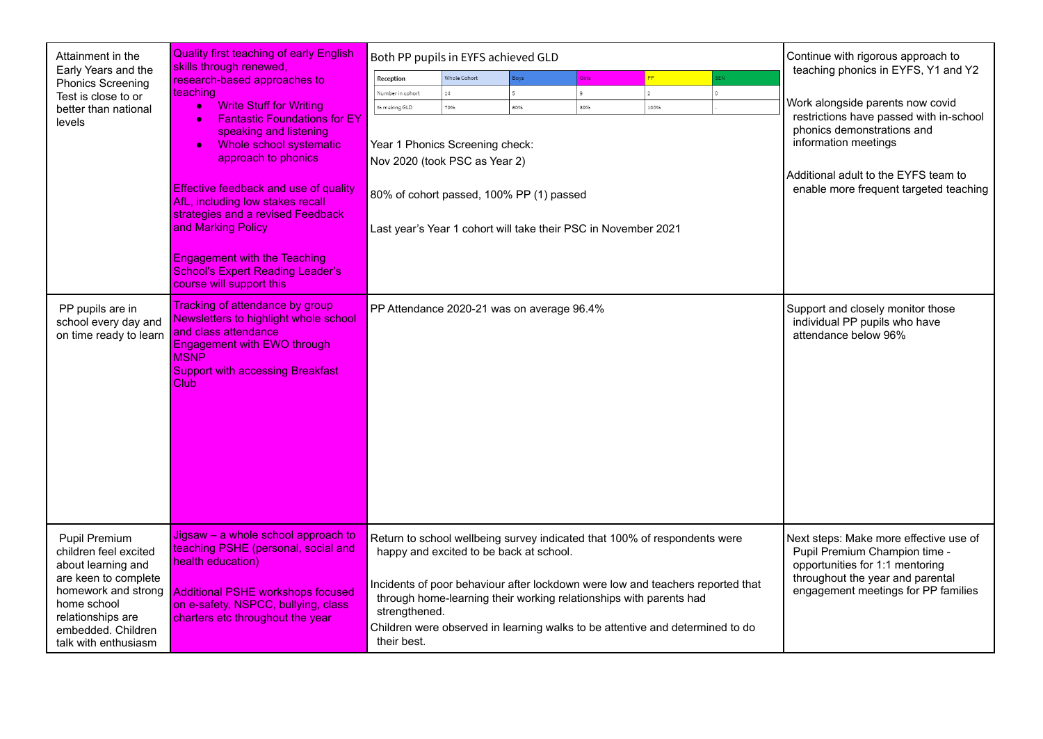| | | | |
|---|---|---|---|
| Attainment in the Early Years and the Phonics Screening Test is close to or better than national levels | Quality first teaching of early English skills through renewed, research-based approaches to teaching<br>• Write Stuff for Writing<br>• Fantastic Foundations for EY speaking and listening<br>• Whole school systematic approach to phonics<br><br>Effective feedback and use of quality AfL, including low stakes recall strategies and a revised Feedback and Marking Policy<br><br>Engagement with the Teaching School's Expert Reading Leader's course will support this | Both PP pupils in EYFS achieved GLD<br><br>Reception / Whole Cohort / Boys / Girls / PP / SEN<br>Number in cohort: 14 / 5 / 9 / 2 / 0<br>% making GLD: 79% / 60% / 89% / 100% / -<br><br>Year 1 Phonics Screening check:<br>Nov 2020 (took PSC as Year 2)<br><br>80% of cohort passed, 100% PP (1) passed<br><br>Last year's Year 1 cohort will take their PSC in November 2021 | Continue with rigorous approach to teaching phonics in EYFS, Y1 and Y2<br><br>Work alongside parents now covid restrictions have passed with in-school phonics demonstrations and information meetings<br><br>Additional adult to the EYFS team to enable more frequent targeted teaching |
| PP pupils are in school every day and on time ready to learn | Tracking of attendance by group<br>Newsletters to highlight whole school and class attendance<br>Engagement with EWO through MSNP<br>Support with accessing Breakfast Club | PP Attendance 2020-21 was on average 96.4% | Support and closely monitor those individual PP pupils who have attendance below 96% |
| Pupil Premium children feel excited about learning and are keen to complete homework and strong home school relationships are embedded. Children talk with enthusiasm | Jigsaw – a whole school approach to teaching PSHE (personal, social and health education)<br><br>Additional PSHE workshops focused on e-safety, NSPCC, bullying, class charters etc throughout the year | Return to school wellbeing survey indicated that 100% of respondents were happy and excited to be back at school.<br><br>Incidents of poor behaviour after lockdown were low and teachers reported that through home-learning their working relationships with parents had strengthened.<br>Children were observed in learning walks to be attentive and determined to do their best. | Next steps: Make more effective use of Pupil Premium Champion time - opportunities for 1:1 mentoring throughout the year and parental engagement meetings for PP families |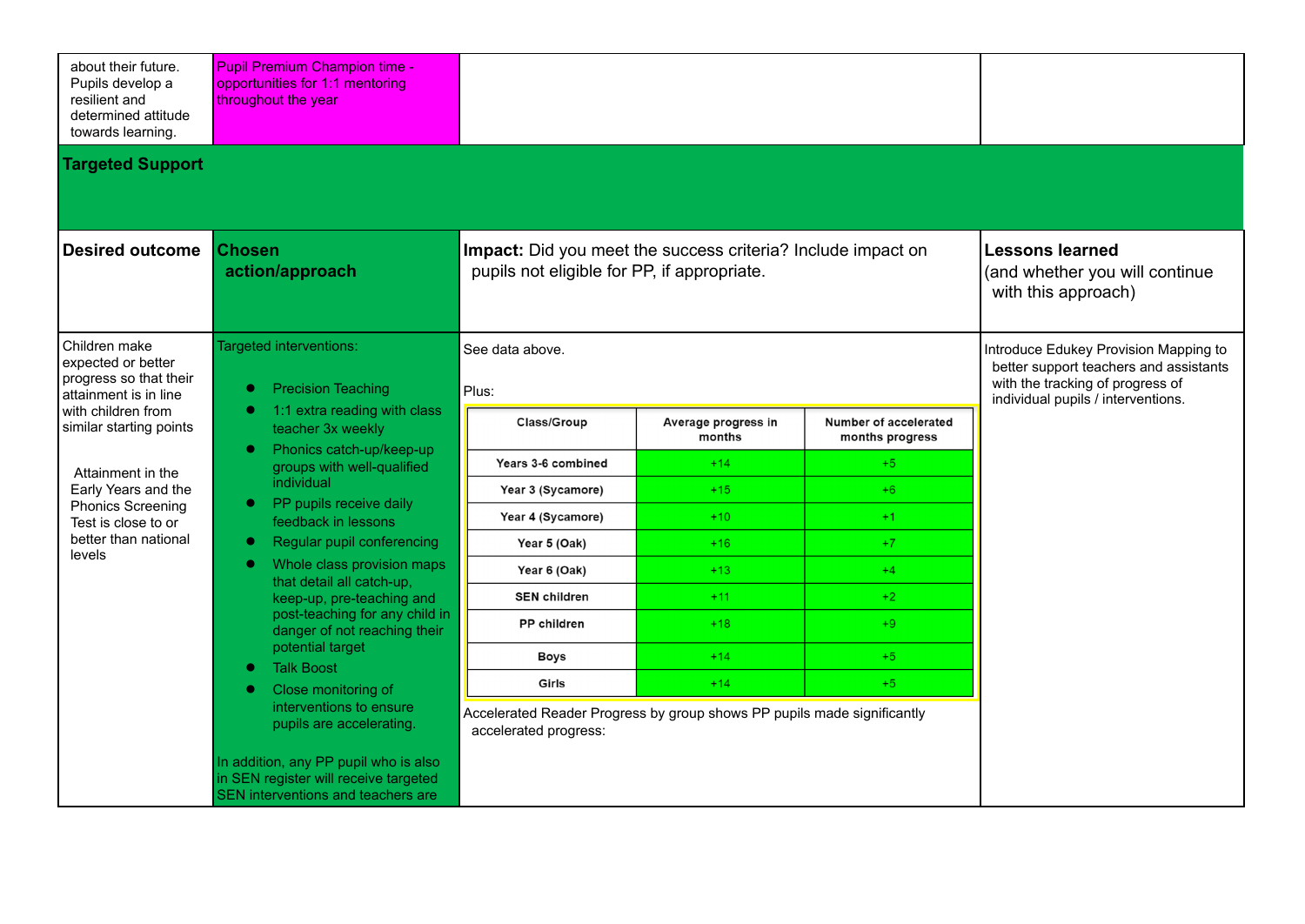| | | | |
|---|---|---|---|
| about their future. Pupils develop a resilient and determined attitude towards learning. | Pupil Premium Champion time - opportunities for 1:1 mentoring throughout the year | | |

## Targeted Support

| Desired outcome | Chosen action/approach | Impact: Did you meet the success criteria? Include impact on pupils not eligible for PP, if appropriate. | Lessons learned (and whether you will continue with this approach) |
|---|---|---|---|
| Children make expected or better progress so that their attainment is in line with children from similar starting points<br><br>Attainment in the Early Years and the Phonics Screening Test is close to or better than national levels | Targeted interventions:<br>• Precision Teaching<br>• 1:1 extra reading with class teacher 3x weekly<br>• Phonics catch-up/keep-up groups with well-qualified individual<br>• PP pupils receive daily feedback in lessons<br>• Regular pupil conferencing<br>• Whole class provision maps that detail all catch-up, keep-up, pre-teaching and post-teaching for any child in danger of not reaching their potential target<br>• Talk Boost<br>• Close monitoring of interventions to ensure pupils are accelerating.<br><br>In addition, any PP pupil who is also in SEN register will receive targeted SEN interventions and teachers are | See data above.<br><br>Plus:<br><br>(see table below)<br><br>Accelerated Reader Progress by group shows PP pupils made significantly accelerated progress: | Introduce Edukey Provision Mapping to better support teachers and assistants with the tracking of progress of individual pupils / interventions. |

| Class/Group | Average progress in months | Number of accelerated months progress |
|---|---|---|
| Years 3-6 combined | +14 | +5 |
| Year 3 (Sycamore) | +15 | +6 |
| Year 4 (Sycamore) | +10 | +1 |
| Year 5 (Oak) | +16 | +7 |
| Year 6 (Oak) | +13 | +4 |
| SEN children | +11 | +2 |
| PP children | +18 | +9 |
| Boys | +14 | +5 |
| Girls | +14 | +5 |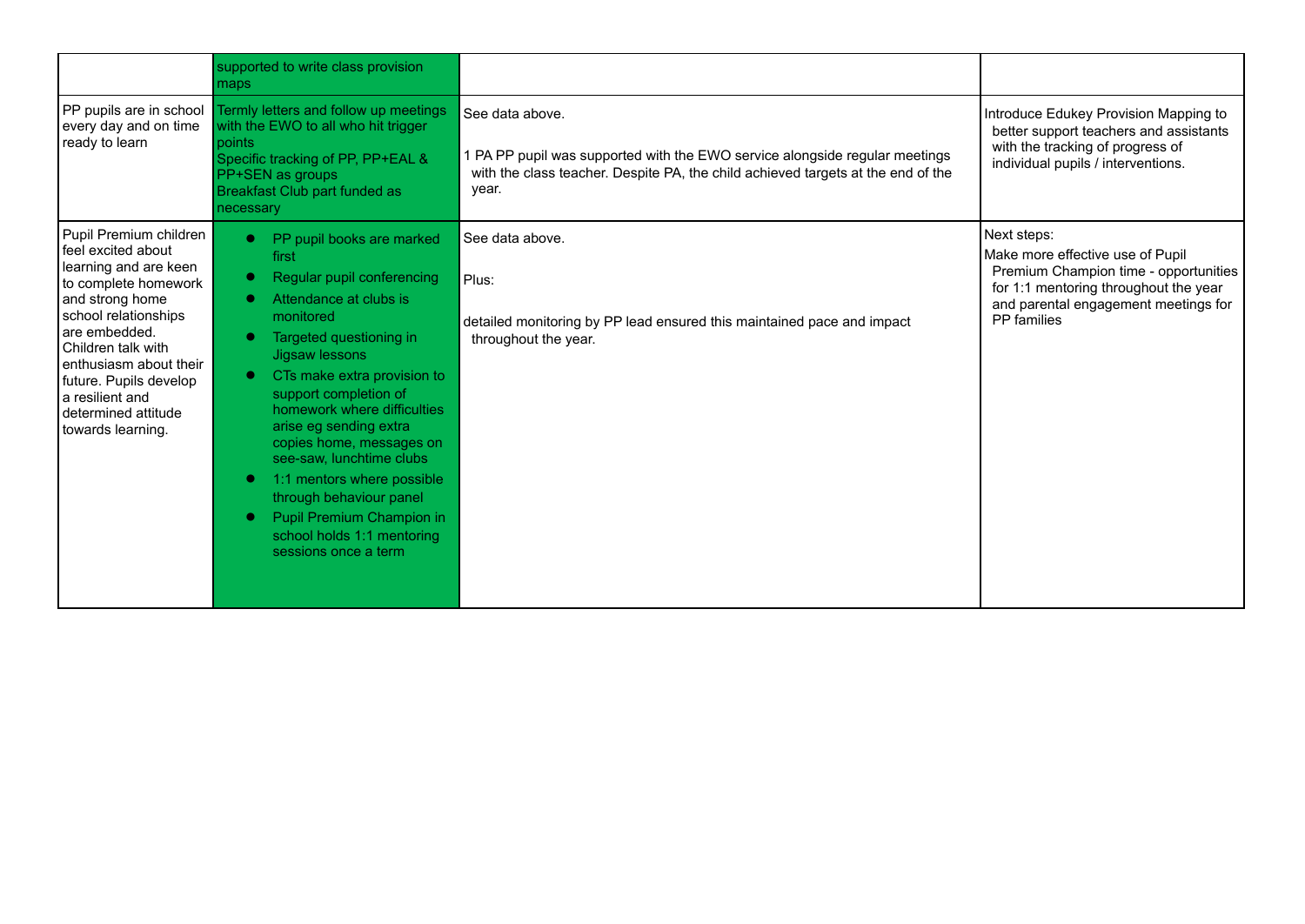| | | | |
|---|---|---|---|
| | supported to write class provision maps | | |
| PP pupils are in school every day and on time ready to learn | Termly letters and follow up meetings with the EWO to all who hit trigger points<br>Specific tracking of PP, PP+EAL & PP+SEN as groups<br>Breakfast Club part funded as necessary | See data above.<br><br>1 PA PP pupil was supported with the EWO service alongside regular meetings with the class teacher. Despite PA, the child achieved targets at the end of the year. | Introduce Edukey Provision Mapping to better support teachers and assistants with the tracking of progress of individual pupils / interventions. |
| Pupil Premium children feel excited about learning and are keen to complete homework and strong home school relationships are embedded. Children talk with enthusiasm about their future. Pupils develop a resilient and determined attitude towards learning. | • PP pupil books are marked first<br>• Regular pupil conferencing<br>• Attendance at clubs is monitored<br>• Targeted questioning in Jigsaw lessons<br>• CTs make extra provision to support completion of homework where difficulties arise eg sending extra copies home, messages on see-saw, lunchtime clubs<br>• 1:1 mentors where possible through behaviour panel<br>• Pupil Premium Champion in school holds 1:1 mentoring sessions once a term | See data above.<br><br>Plus:<br><br>detailed monitoring by PP lead ensured this maintained pace and impact throughout the year. | Next steps:<br>Make more effective use of Pupil Premium Champion time - opportunities for 1:1 mentoring throughout the year and parental engagement meetings for PP families |